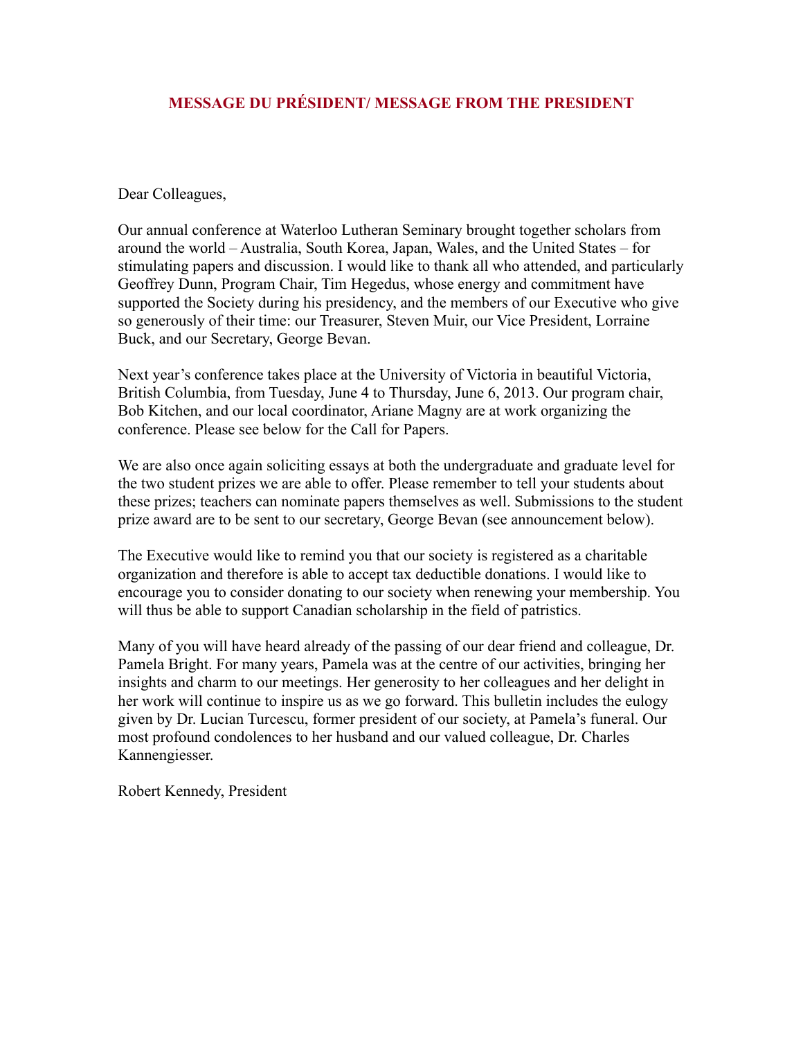## MESSAGE DU PRÉSIDENT/ MESSAGE FROM THE PRESIDENT

Dear Colleagues,

Our annual conference at Waterloo Lutheran Seminary brought together scholars from around the world – Australia, South Korea, Japan, Wales, and the United States – for stimulating papers and discussion. I would like to thank all who attended, and particularly Geoffrey Dunn, Program Chair, Tim Hegedus, whose energy and commitment have supported the Society during his presidency, and the members of our Executive who give so generously of their time: our Treasurer, Steven Muir, our Vice President, Lorraine Buck, and our Secretary, George Bevan.

Next year's conference takes place at the University of Victoria in beautiful Victoria, British Columbia, from Tuesday, June 4 to Thursday, June 6, 2013. Our program chair, Bob Kitchen, and our local coordinator, Ariane Magny are at work organizing the conference. Please see below for the Call for Papers.

We are also once again soliciting essays at both the undergraduate and graduate level for the two student prizes we are able to offer. Please remember to tell your students about these prizes; teachers can nominate papers themselves as well. Submissions to the student prize award are to be sent to our secretary, George Bevan (see announcement below).

The Executive would like to remind you that our society is registered as a charitable organization and therefore is able to accept tax deductible donations. I would like to encourage you to consider donating to our society when renewing your membership. You will thus be able to support Canadian scholarship in the field of patristics.

Many of you will have heard already of the passing of our dear friend and colleague, Dr. Pamela Bright. For many years, Pamela was at the centre of our activities, bringing her insights and charm to our meetings. Her generosity to her colleagues and her delight in her work will continue to inspire us as we go forward. This bulletin includes the eulogy given by Dr. Lucian Turcescu, former president of our society, at Pamela's funeral. Our most profound condolences to her husband and our valued colleague, Dr. Charles Kannengiesser.

Robert Kennedy, President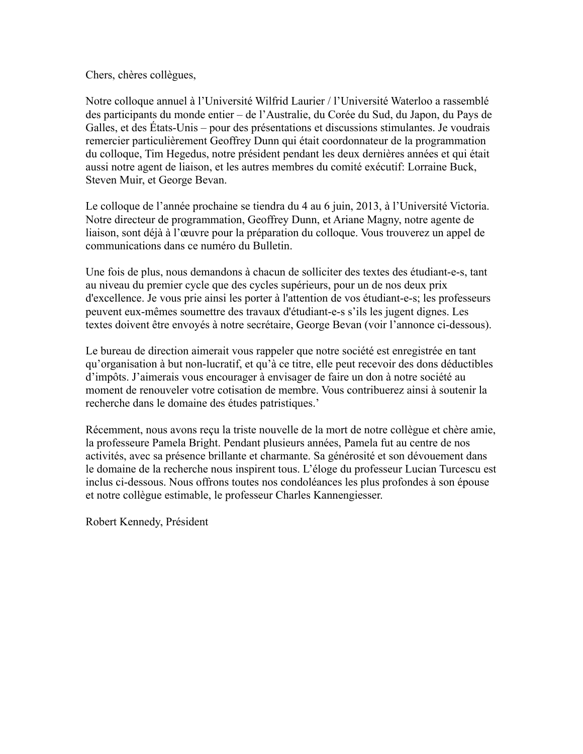Chers, chères collègues,

Notre colloque annuel à l'Université Wilfrid Laurier / l'Université Waterloo a rassemblé des participants du monde entier – de l'Australie, du Corée du Sud, du Japon, du Pays de Galles, et des États-Unis – pour des présentations et discussions stimulantes. Je voudrais remercier particulièrement Geoffrey Dunn qui était coordonnateur de la programmation du colloque, Tim Hegedus, notre président pendant les deux dernières années et qui était aussi notre agent de liaison, et les autres membres du comité exécutif: Lorraine Buck, Steven Muir, et George Bevan.

Le colloque de l'année prochaine se tiendra du 4 au 6 juin, 2013, à l'Université Victoria. Notre directeur de programmation, Geoffrey Dunn, et Ariane Magny, notre agente de liaison, sont déjà à l'œuvre pour la préparation du colloque. Vous trouverez un appel de communications dans ce numéro du Bulletin.

Une fois de plus, nous demandons à chacun de solliciter des textes des étudiant-e-s, tant au niveau du premier cycle que des cycles supérieurs, pour un de nos deux prix d'excellence. Je vous prie ainsi les porter à l'attention de vos étudiant-e-s; les professeurs peuvent eux-mêmes soumettre des travaux d'étudiant-e-s s'ils les jugent dignes. Les textes doivent être envoyés à notre secrétaire, George Bevan (voir l'annonce ci-dessous).

Le bureau de direction aimerait vous rappeler que notre société est enregistrée en tant qu'organisation à but non-lucratif, et qu'à ce titre, elle peut recevoir des dons déductibles d'impôts. J'aimerais vous encourager à envisager de faire un don à notre société au moment de renouveler votre cotisation de membre. Vous contribuerez ainsi à soutenir la recherche dans le domaine des études patristiques.'

Récemment, nous avons reçu la triste nouvelle de la mort de notre collègue et chère amie, la professeure Pamela Bright. Pendant plusieurs années, Pamela fut au centre de nos activités, avec sa présence brillante et charmante. Sa générosité et son dévouement dans le domaine de la recherche nous inspirent tous. L'éloge du professeur Lucian Turcescu est inclus ci-dessous. Nous offrons toutes nos condoléances les plus profondes à son épouse et notre collègue estimable, le professeur Charles Kannengiesser.

Robert Kennedy, Président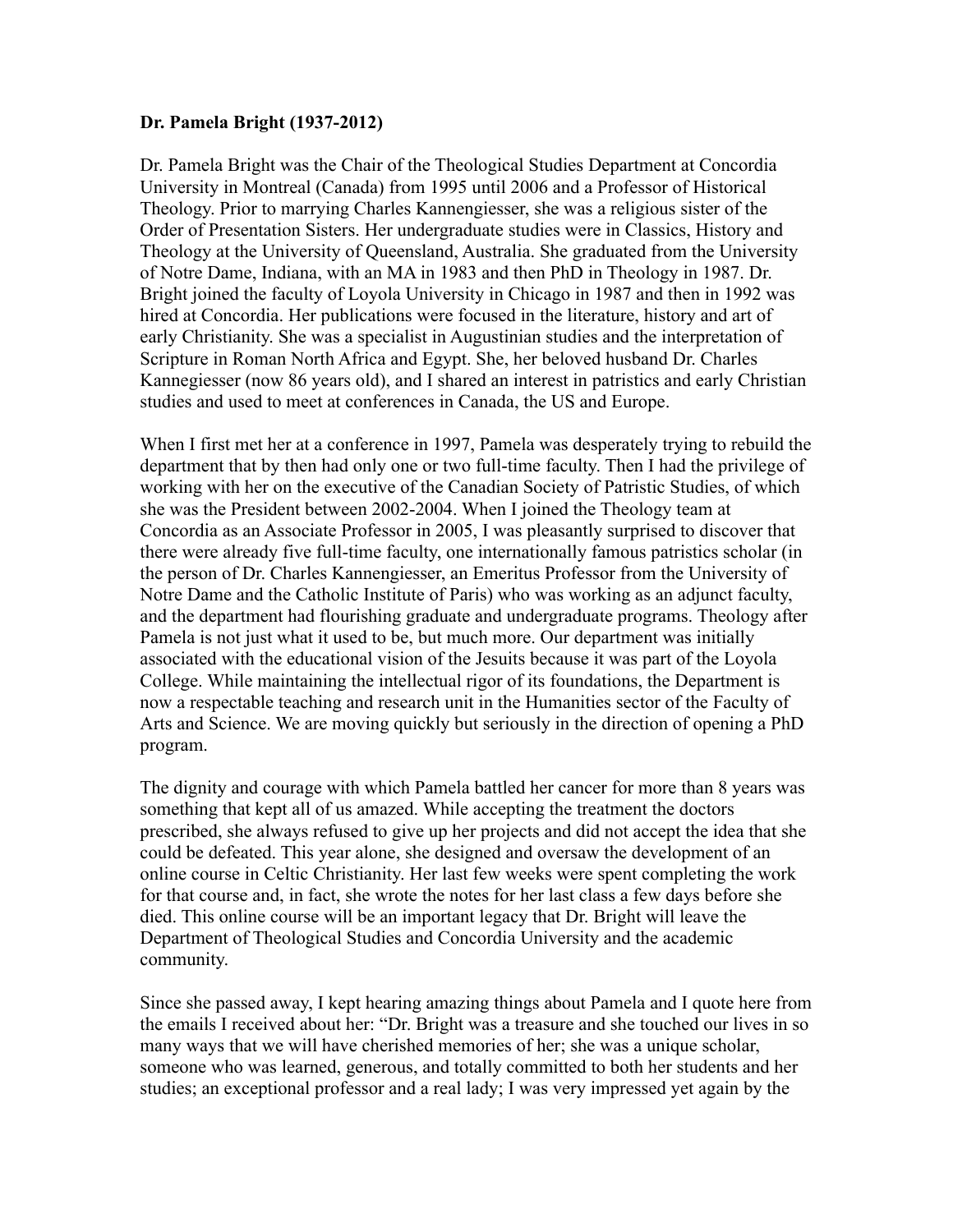**Dr. Pamela Bright (1937-2012)**

Dr. Pamela Bright was the Chair of the Theological Studies Department at Concordia University in Montreal (Canada) from 1995 until 2006 and a Professor of Historical Theology. Prior to marrying Charles Kannengiesser, she was a religious sister of the Order of Presentation Sisters. Her undergraduate studies were in Classics, History and Theology at the University of Queensland, Australia. She graduated from the University of Notre Dame, Indiana, with an MA in 1983 and then PhD in Theology in 1987. Dr. Bright joined the faculty of Loyola University in Chicago in 1987 and then in 1992 was hired at Concordia. Her publications were focused in the literature, history and art of early Christianity. She was a specialist in Augustinian studies and the interpretation of Scripture in Roman North Africa and Egypt. She, her beloved husband Dr. Charles Kannegiesser (now 86 years old), and I shared an interest in patristics and early Christian studies and used to meet at conferences in Canada, the US and Europe.

When I first met her at a conference in 1997, Pamela was desperately trying to rebuild the department that by then had only one or two full-time faculty. Then I had the privilege of working with her on the executive of the Canadian Society of Patristic Studies, of which she was the President between 2002-2004. When I joined the Theology team at Concordia as an Associate Professor in 2005, I was pleasantly surprised to discover that there were already five full-time faculty, one internationally famous patristics scholar (in the person of Dr. Charles Kannengiesser, an Emeritus Professor from the University of Notre Dame and the Catholic Institute of Paris) who was working as an adjunct faculty, and the department had flourishing graduate and undergraduate programs. Theology after Pamela is not just what it used to be, but much more. Our department was initially associated with the educational vision of the Jesuits because it was part of the Loyola College. While maintaining the intellectual rigor of its foundations, the Department is now a respectable teaching and research unit in the Humanities sector of the Faculty of Arts and Science. We are moving quickly but seriously in the direction of opening a PhD program.

The dignity and courage with which Pamela battled her cancer for more than 8 years was something that kept all of us amazed. While accepting the treatment the doctors prescribed, she always refused to give up her projects and did not accept the idea that she could be defeated. This year alone, she designed and oversaw the development of an online course in Celtic Christianity. Her last few weeks were spent completing the work for that course and, in fact, she wrote the notes for her last class a few days before she died. This online course will be an important legacy that Dr. Bright will leave the Department of Theological Studies and Concordia University and the academic community.

Since she passed away, I kept hearing amazing things about Pamela and I quote here from the emails I received about her: "Dr. Bright was a treasure and she touched our lives in so many ways that we will have cherished memories of her; she was a unique scholar, someone who was learned, generous, and totally committed to both her students and her studies; an exceptional professor and a real lady; I was very impressed yet again by the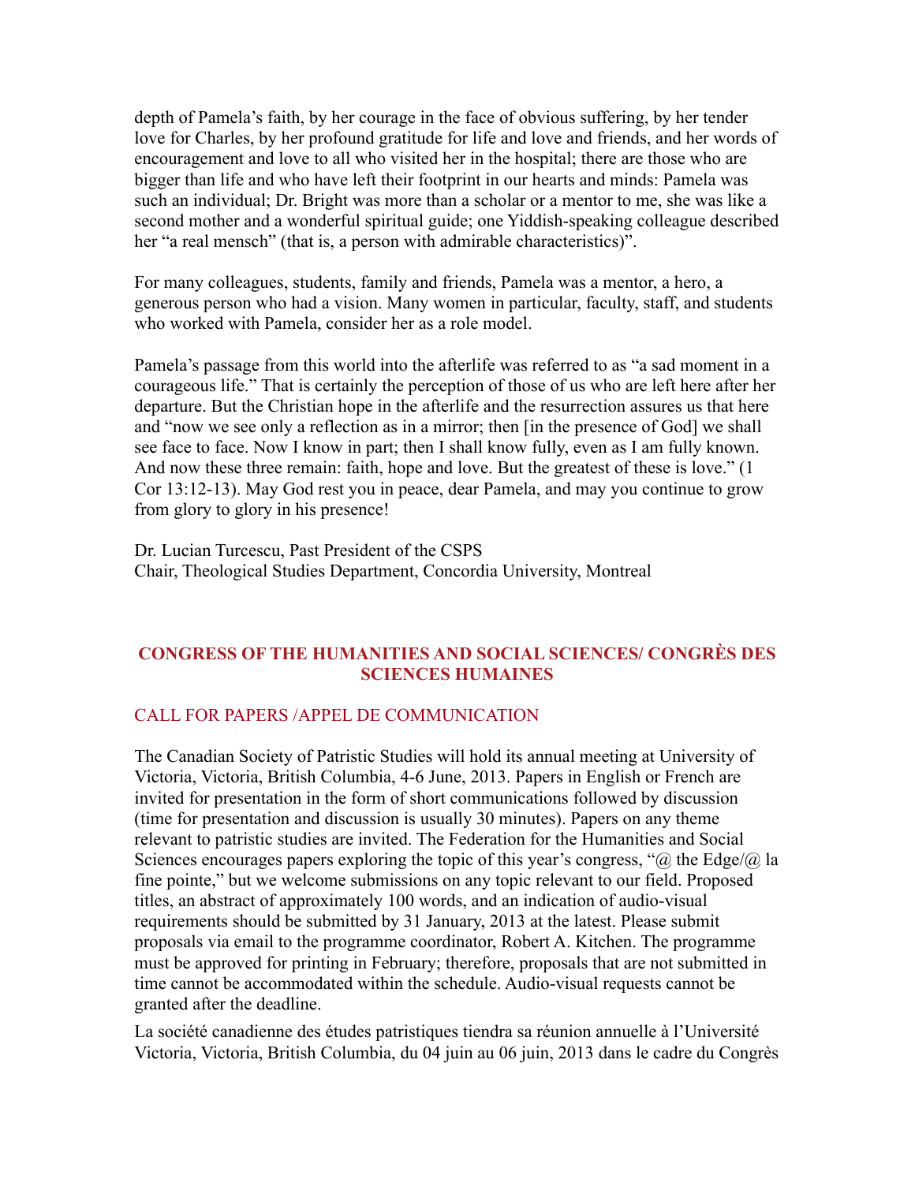depth of Pamela's faith, by her courage in the face of obvious suffering, by her tender love for Charles, by her profound gratitude for life and love and friends, and her words of encouragement and love to all who visited her in the hospital; there are those who are bigger than life and who have left their footprint in our hearts and minds: Pamela was such an individual; Dr. Bright was more than a scholar or a mentor to me, she was like a second mother and a wonderful spiritual guide; one Yiddish-speaking colleague described her "a real mensch" (that is, a person with admirable characteristics)".

For many colleagues, students, family and friends, Pamela was a mentor, a hero, a generous person who had a vision. Many women in particular, faculty, staff, and students who worked with Pamela, consider her as a role model.

Pamela's passage from this world into the afterlife was referred to as "a sad moment in a courageous life." That is certainly the perception of those of us who are left here after her departure. But the Christian hope in the afterlife and the resurrection assures us that here and "now we see only a reflection as in a mirror; then [in the presence of God] we shall see face to face. Now I know in part; then I shall know fully, even as I am fully known. And now these three remain: faith, hope and love. But the greatest of these is love." (1 Cor 13:12-13). May God rest you in peace, dear Pamela, and may you continue to grow from glory to glory in his presence!

Dr. Lucian Turcescu, Past President of the CSPS
Chair, Theological Studies Department, Concordia University, Montreal

## CONGRESS OF THE HUMANITIES AND SOCIAL SCIENCES/ CONGRÈS DES SCIENCES HUMAINES

### CALL FOR PAPERS /APPEL DE COMMUNICATION

The Canadian Society of Patristic Studies will hold its annual meeting at University of Victoria, Victoria, British Columbia, 4-6 June, 2013. Papers in English or French are invited for presentation in the form of short communications followed by discussion (time for presentation and discussion is usually 30 minutes). Papers on any theme relevant to patristic studies are invited. The Federation for the Humanities and Social Sciences encourages papers exploring the topic of this year's congress, "@ the Edge/@ la fine pointe," but we welcome submissions on any topic relevant to our field. Proposed titles, an abstract of approximately 100 words, and an indication of audio-visual requirements should be submitted by 31 January, 2013 at the latest. Please submit proposals via email to the programme coordinator, Robert A. Kitchen. The programme must be approved for printing in February; therefore, proposals that are not submitted in time cannot be accommodated within the schedule. Audio-visual requests cannot be granted after the deadline.

La société canadienne des études patristiques tiendra sa réunion annuelle à l'Université Victoria, Victoria, British Columbia, du 04 juin au 06 juin, 2013 dans le cadre du Congrès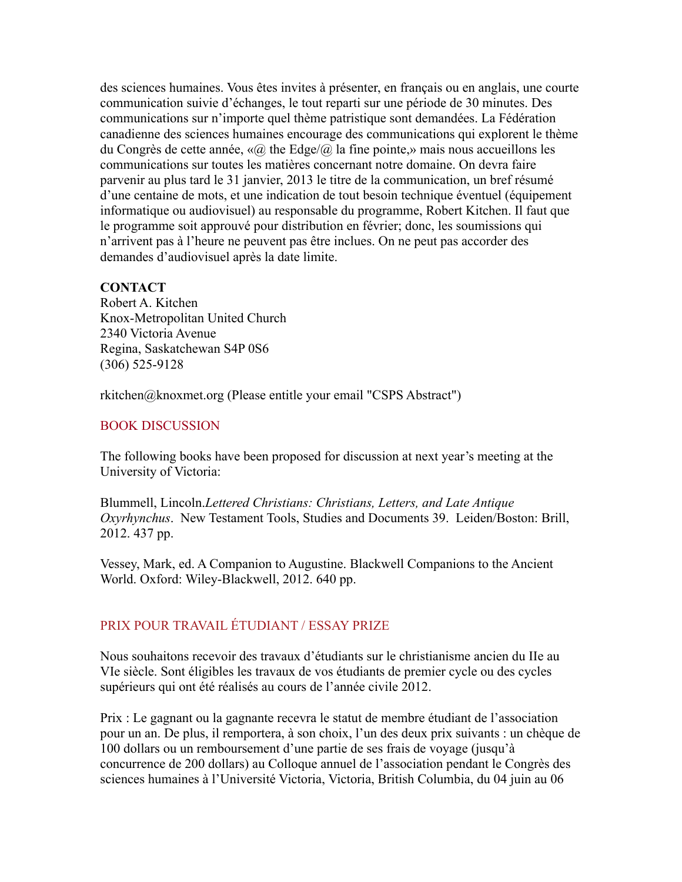des sciences humaines. Vous êtes invites à présenter, en français ou en anglais, une courte communication suivie d'échanges, le tout reparti sur une période de 30 minutes. Des communications sur n'importe quel thème patristique sont demandées. La Fédération canadienne des sciences humaines encourage des communications qui explorent le thème du Congrès de cette année, «@ the Edge/@ la fine pointe,» mais nous accueillons les communications sur toutes les matières concernant notre domaine. On devra faire parvenir au plus tard le 31 janvier, 2013 le titre de la communication, un bref résumé d'une centaine de mots, et une indication de tout besoin technique éventuel (équipement informatique ou audiovisuel) au responsable du programme, Robert Kitchen. Il faut que le programme soit approuvé pour distribution en février; donc, les soumissions qui n'arrivent pas à l'heure ne peuvent pas être inclues. On ne peut pas accorder des demandes d'audiovisuel après la date limite.

**CONTACT**
Robert A. Kitchen
Knox-Metropolitan United Church
2340 Victoria Avenue
Regina, Saskatchewan S4P 0S6
(306) 525-9128

rkitchen@knoxmet.org (Please entitle your email "CSPS Abstract")

## BOOK DISCUSSION

The following books have been proposed for discussion at next year's meeting at the University of Victoria:

Blummell, Lincoln.*Lettered Christians: Christians, Letters, and Late Antique Oxyrhynchus*. New Testament Tools, Studies and Documents 39. Leiden/Boston: Brill, 2012. 437 pp.

Vessey, Mark, ed. A Companion to Augustine. Blackwell Companions to the Ancient World. Oxford: Wiley-Blackwell, 2012. 640 pp.

## PRIX POUR TRAVAIL ÉTUDIANT / ESSAY PRIZE

Nous souhaitons recevoir des travaux d'étudiants sur le christianisme ancien du IIe au VIe siècle. Sont éligibles les travaux de vos étudiants de premier cycle ou des cycles supérieurs qui ont été réalisés au cours de l'année civile 2012.

Prix : Le gagnant ou la gagnante recevra le statut de membre étudiant de l'association pour un an. De plus, il remportera, à son choix, l'un des deux prix suivants : un chèque de 100 dollars ou un remboursement d'une partie de ses frais de voyage (jusqu'à concurrence de 200 dollars) au Colloque annuel de l'association pendant le Congrès des sciences humaines à l'Université Victoria, Victoria, British Columbia, du 04 juin au 06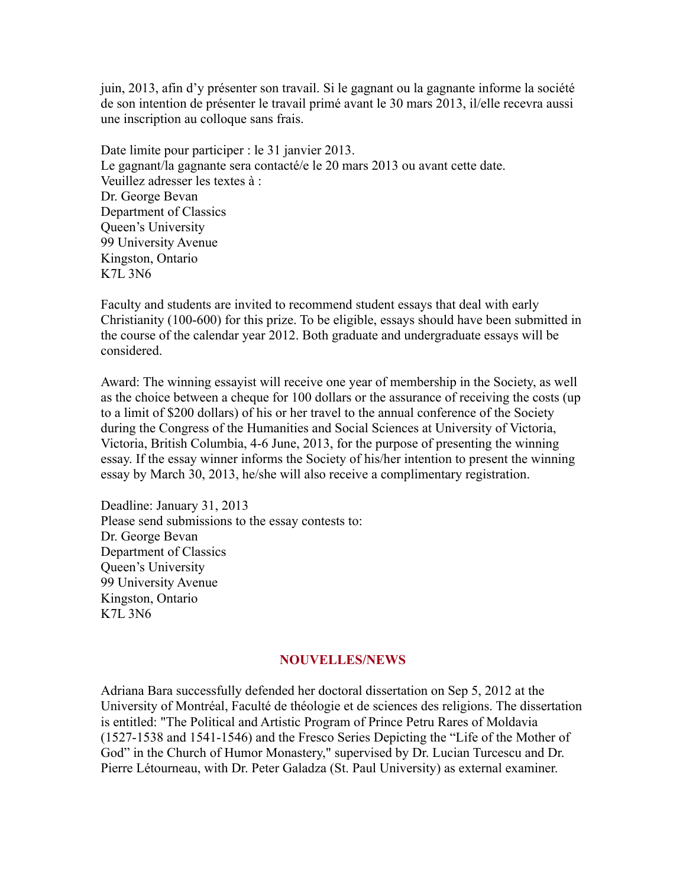juin, 2013, afin d'y présenter son travail. Si le gagnant ou la gagnante informe la société de son intention de présenter le travail primé avant le 30 mars 2013, il/elle recevra aussi une inscription au colloque sans frais.

Date limite pour participer : le 31 janvier 2013.
Le gagnant/la gagnante sera contacté/e le 20 mars 2013 ou avant cette date.
Veuillez adresser les textes à :
Dr. George Bevan
Department of Classics
Queen's University
99 University Avenue
Kingston, Ontario
K7L 3N6

Faculty and students are invited to recommend student essays that deal with early Christianity (100-600) for this prize. To be eligible, essays should have been submitted in the course of the calendar year 2012. Both graduate and undergraduate essays will be considered.

Award: The winning essayist will receive one year of membership in the Society, as well as the choice between a cheque for 100 dollars or the assurance of receiving the costs (up to a limit of $200 dollars) of his or her travel to the annual conference of the Society during the Congress of the Humanities and Social Sciences at University of Victoria, Victoria, British Columbia, 4-6 June, 2013, for the purpose of presenting the winning essay. If the essay winner informs the Society of his/her intention to present the winning essay by March 30, 2013, he/she will also receive a complimentary registration.

Deadline: January 31, 2013
Please send submissions to the essay contests to:
Dr. George Bevan
Department of Classics
Queen's University
99 University Avenue
Kingston, Ontario
K7L 3N6

## NOUVELLES/NEWS

Adriana Bara successfully defended her doctoral dissertation on Sep 5, 2012 at the University of Montréal, Faculté de théologie et de sciences des religions. The dissertation is entitled: "The Political and Artistic Program of Prince Petru Rares of Moldavia (1527-1538 and 1541-1546) and the Fresco Series Depicting the "Life of the Mother of God" in the Church of Humor Monastery," supervised by Dr. Lucian Turcescu and Dr. Pierre Létourneau, with Dr. Peter Galadza (St. Paul University) as external examiner.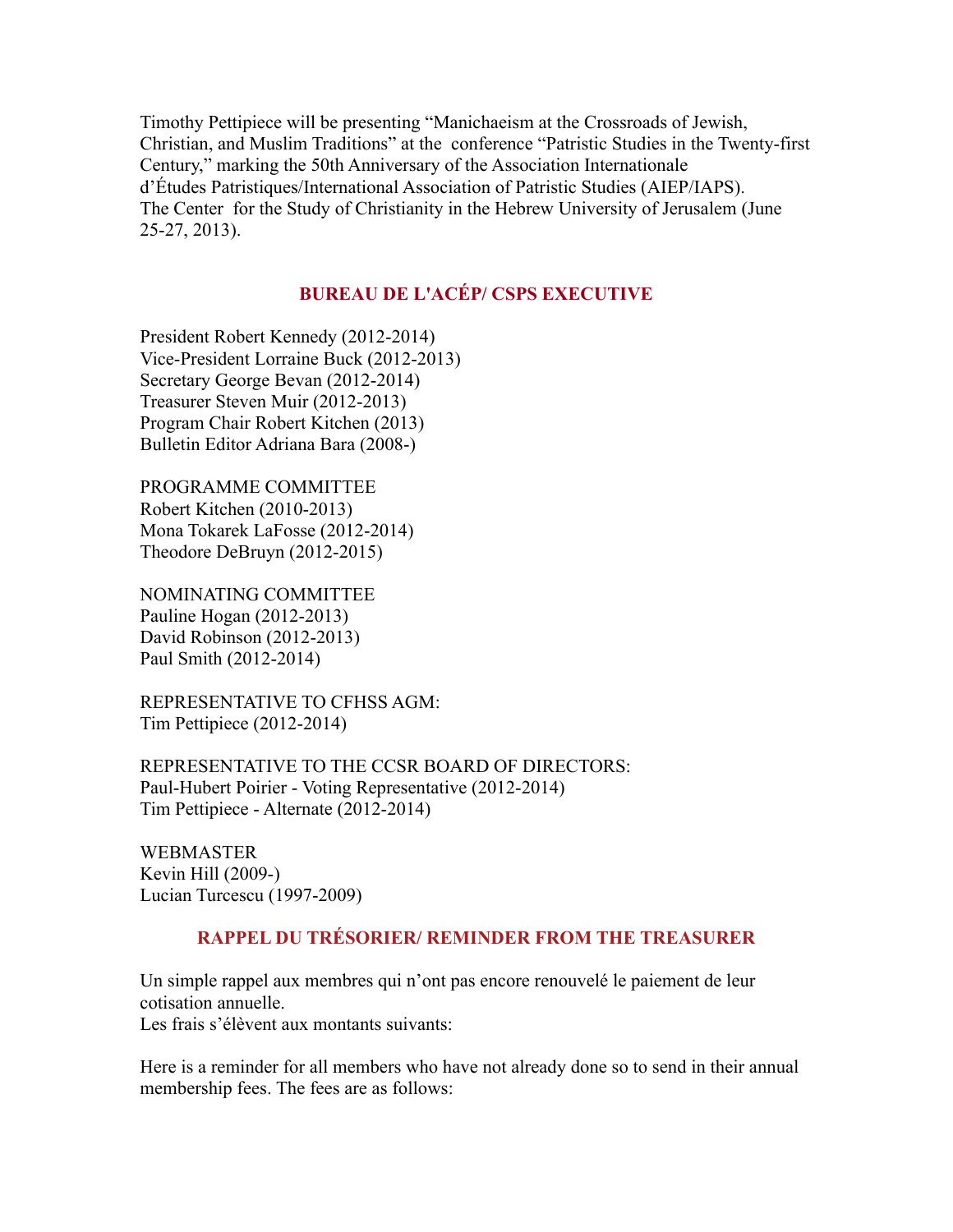Timothy Pettipiece will be presenting "Manichaeism at the Crossroads of Jewish, Christian, and Muslim Traditions" at the conference "Patristic Studies in the Twenty-first Century," marking the 50th Anniversary of the Association Internationale d'Études Patristiques/International Association of Patristic Studies (AIEP/IAPS). The Center for the Study of Christianity in the Hebrew University of Jerusalem (June 25-27, 2013).

## BUREAU DE L'ACÉP/ CSPS EXECUTIVE

President Robert Kennedy (2012-2014)
Vice-President Lorraine Buck (2012-2013)
Secretary George Bevan (2012-2014)
Treasurer Steven Muir (2012-2013)
Program Chair Robert Kitchen (2013)
Bulletin Editor Adriana Bara (2008-)

PROGRAMME COMMITTEE
Robert Kitchen (2010-2013)
Mona Tokarek LaFosse (2012-2014)
Theodore DeBruyn (2012-2015)

NOMINATING COMMITTEE
Pauline Hogan (2012-2013)
David Robinson (2012-2013)
Paul Smith (2012-2014)

REPRESENTATIVE TO CFHSS AGM:
Tim Pettipiece (2012-2014)

REPRESENTATIVE TO THE CCSR BOARD OF DIRECTORS:
Paul-Hubert Poirier - Voting Representative (2012-2014)
Tim Pettipiece - Alternate (2012-2014)

WEBMASTER
Kevin Hill (2009-)
Lucian Turcescu (1997-2009)

## RAPPEL DU TRÉSORIER/ REMINDER FROM THE TREASURER

Un simple rappel aux membres qui n'ont pas encore renouvelé le paiement de leur cotisation annuelle.
Les frais s'élèvent aux montants suivants:

Here is a reminder for all members who have not already done so to send in their annual membership fees. The fees are as follows: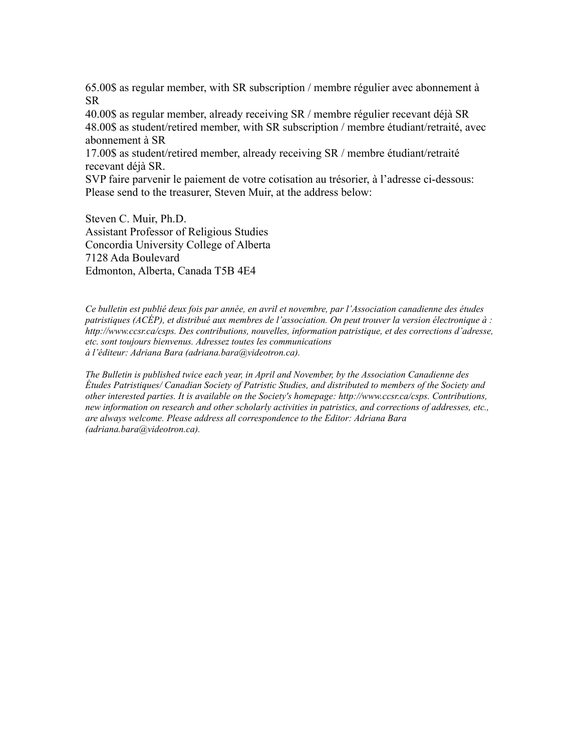65.00$ as regular member, with SR subscription / membre régulier avec abonnement à SR
40.00$ as regular member, already receiving SR / membre régulier recevant déjà SR
48.00$ as student/retired member, with SR subscription / membre étudiant/retraité, avec abonnement à SR
17.00$ as student/retired member, already receiving SR / membre étudiant/retraité recevant déjà SR.
SVP faire parvenir le paiement de votre cotisation au trésorier, à l'adresse ci-dessous:
Please send to the treasurer, Steven Muir, at the address below:

Steven C. Muir, Ph.D.
Assistant Professor of Religious Studies
Concordia University College of Alberta
7128 Ada Boulevard
Edmonton, Alberta, Canada T5B 4E4

*Ce bulletin est publié deux fois par année, en avril et novembre, par l'Association canadienne des études patristiques (ACÉP), et distribué aux membres de l'association. On peut trouver la version électronique à : http://www.ccsr.ca/csps. Des contributions, nouvelles, information patristique, et des corrections d'adresse, etc. sont toujours bienvenus. Adressez toutes les communications à l'éditeur: Adriana Bara (adriana.bara@videotron.ca).*

*The Bulletin is published twice each year, in April and November, by the Association Canadienne des Études Patristiques/ Canadian Society of Patristic Studies, and distributed to members of the Society and other interested parties. It is available on the Society's homepage: http://www.ccsr.ca/csps. Contributions, new information on research and other scholarly activities in patristics, and corrections of addresses, etc., are always welcome. Please address all correspondence to the Editor: Adriana Bara (adriana.bara@videotron.ca).*